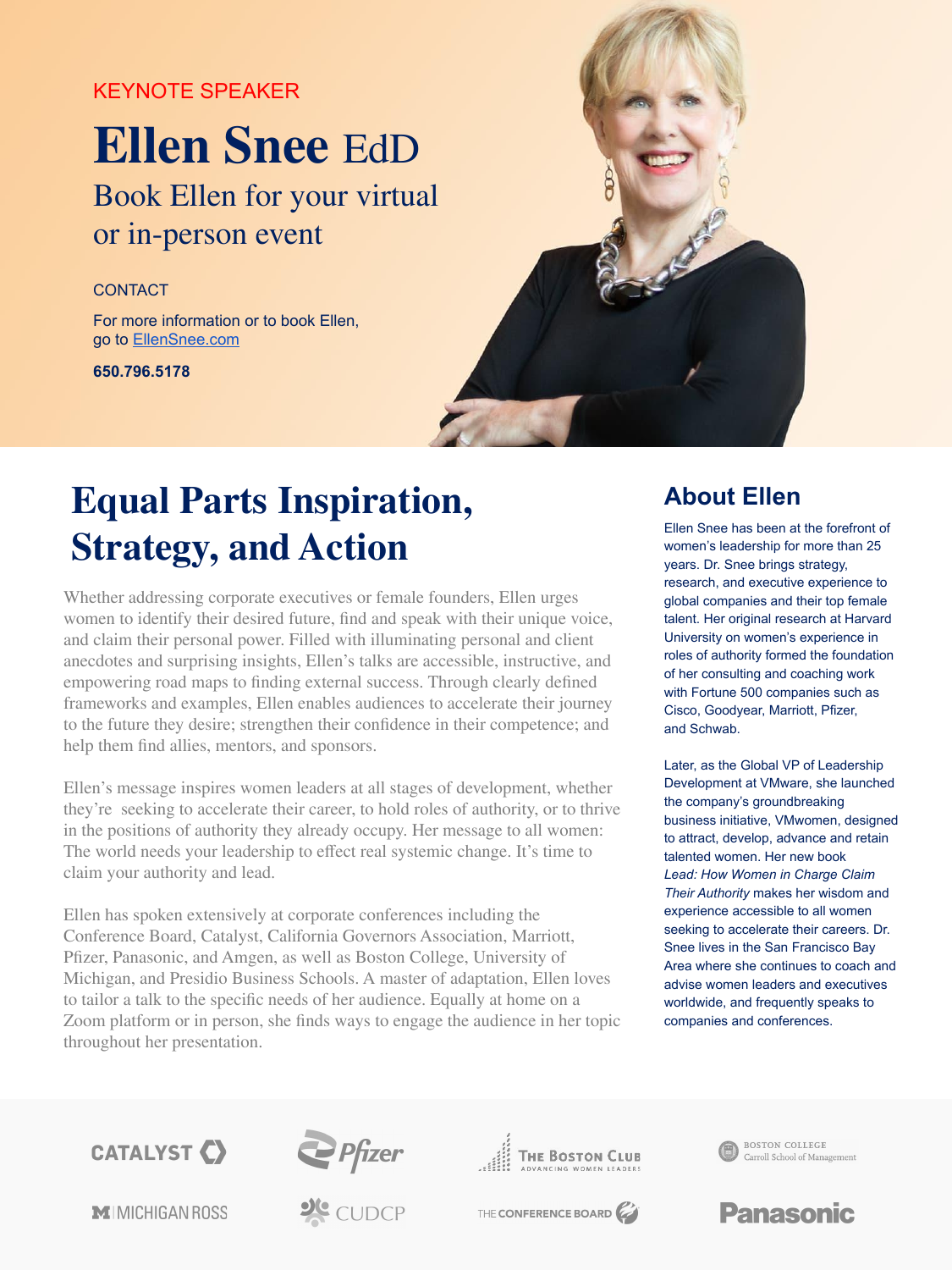KEYNOTE SPEAKER

# Ellen Snee EdD

## Book Ellen for your virtual or in-person event

CONTACT

For more information or to book Ellen, go to [EllenSnee.com](EllenSnee.com)

**650.796.5178**

# Equal Parts Inspiration, Strategy, and Action

Whether addressing corporate executives or female founders, Ellen urges women to identify their desired future, find and speak with their unique voice, and claim their personal power. Filled with illuminating personal and client anecdotes and surprising insights, Ellen's talks are accessible, instructive, and empowering road maps to finding external success. Through clearly defined frameworks and examples, Ellen enables audiences to accelerate their journey to the future they desire; strengthen their confidence in their competence; and help them find allies, mentors, and sponsors.

Ellen's message inspires women leaders at all stages of development, whether they're seeking to accelerate their career, to hold roles of authority, or to thrive in the positions of authority they already occupy. Her message to all women: The world needs your leadership to effect real systemic change. It's time to claim your authority and lead.

Ellen has spoken extensively at corporate conferences including the Conference Board, Catalyst, California Governors Association, Marriott, Pfizer, Panasonic, and Amgen, as well as Boston College, University of Michigan, and Presidio Business Schools. A master of adaptation, Ellen loves to tailor a talk to the specific needs of her audience. Equally at home on a Zoom platform or in person, she finds ways to engage the audience in her topic throughout her presentation.

## About Ellen

Ellen Snee has been at the forefront of women's leadership for more than 25 years. Dr. Snee brings strategy, research, and executive experience to global companies and their top female talent. Her original research at Harvard University on women's experience in roles of authority formed the foundation of her consulting and coaching work with Fortune 500 companies such as Cisco, Goodyear, Marriott, Pfizer, and Schwab.

Later, as the Global VP of Leadership Development at VMware, she launched the company's groundbreaking business initiative, VMwomen, designed to attract, develop, advance and retain talented women. Her new book *Lead: How Women in Charge Claim Their Authority* makes her wisdom and experience accessible to all women seeking to accelerate their careers. Dr. Snee lives in the San Francisco Bay Area where she continues to coach and advise women leaders and executives worldwide, and frequently speaks to companies and conferences.

CATALYST | Pfizer | The Boston Club – Advancing Women Leaders | Boston College Carroll School of Management

Michigan Ross | CUDCP | The Conference Board | Panasonic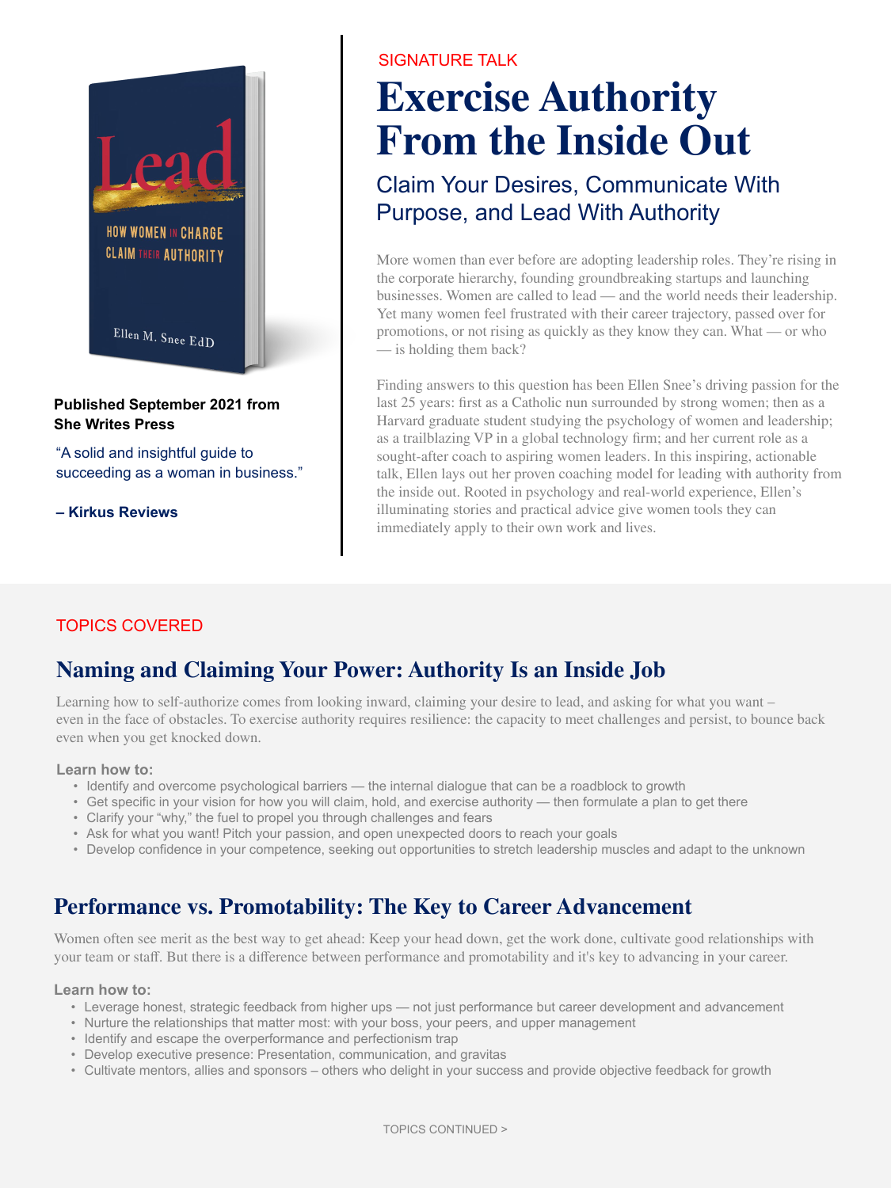Published September 2021 from She Writes Press

"A solid and insightful guide to succeeding as a woman in business."

– Kirkus Reviews

SIGNATURE TALK

# Exercise Authority From the Inside Out

## Claim Your Desires, Communicate With Purpose, and Lead With Authority

More women than ever before are adopting leadership roles. They're rising in the corporate hierarchy, founding groundbreaking startups and launching businesses. Women are called to lead — and the world needs their leadership. Yet many women feel frustrated with their career trajectory, passed over for promotions, or not rising as quickly as they know they can. What — or who — is holding them back?

Finding answers to this question has been Ellen Snee's driving passion for the last 25 years: first as a Catholic nun surrounded by strong women; then as a Harvard graduate student studying the psychology of women and leadership; as a trailblazing VP in a global technology firm; and her current role as a sought-after coach to aspiring women leaders. In this inspiring, actionable talk, Ellen lays out her proven coaching model for leading with authority from the inside out. Rooted in psychology and real-world experience, Ellen's illuminating stories and practical advice give women tools they can immediately apply to their own work and lives.

TOPICS COVERED

## Naming and Claiming Your Power: Authority Is an Inside Job

Learning how to self-authorize comes from looking inward, claiming your desire to lead, and asking for what you want – even in the face of obstacles. To exercise authority requires resilience: the capacity to meet challenges and persist, to bounce back even when you get knocked down.

**Learn how to:**

- Identify and overcome psychological barriers — the internal dialogue that can be a roadblock to growth
- Get specific in your vision for how you will claim, hold, and exercise authority — then formulate a plan to get there
- Clarify your "why," the fuel to propel you through challenges and fears
- Ask for what you want! Pitch your passion, and open unexpected doors to reach your goals
- Develop confidence in your competence, seeking out opportunities to stretch leadership muscles and adapt to the unknown

## Performance vs. Promotability: The Key to Career Advancement

Women often see merit as the best way to get ahead: Keep your head down, get the work done, cultivate good relationships with your team or staff. But there is a difference between performance and promotability and it's key to advancing in your career.

**Learn how to:**

- Leverage honest, strategic feedback from higher ups — not just performance but career development and advancement
- Nurture the relationships that matter most: with your boss, your peers, and upper management
- Identify and escape the overperformance and perfectionism trap
- Develop executive presence: Presentation, communication, and gravitas
- Cultivate mentors, allies and sponsors – others who delight in your success and provide objective feedback for growth

TOPICS CONTINUED >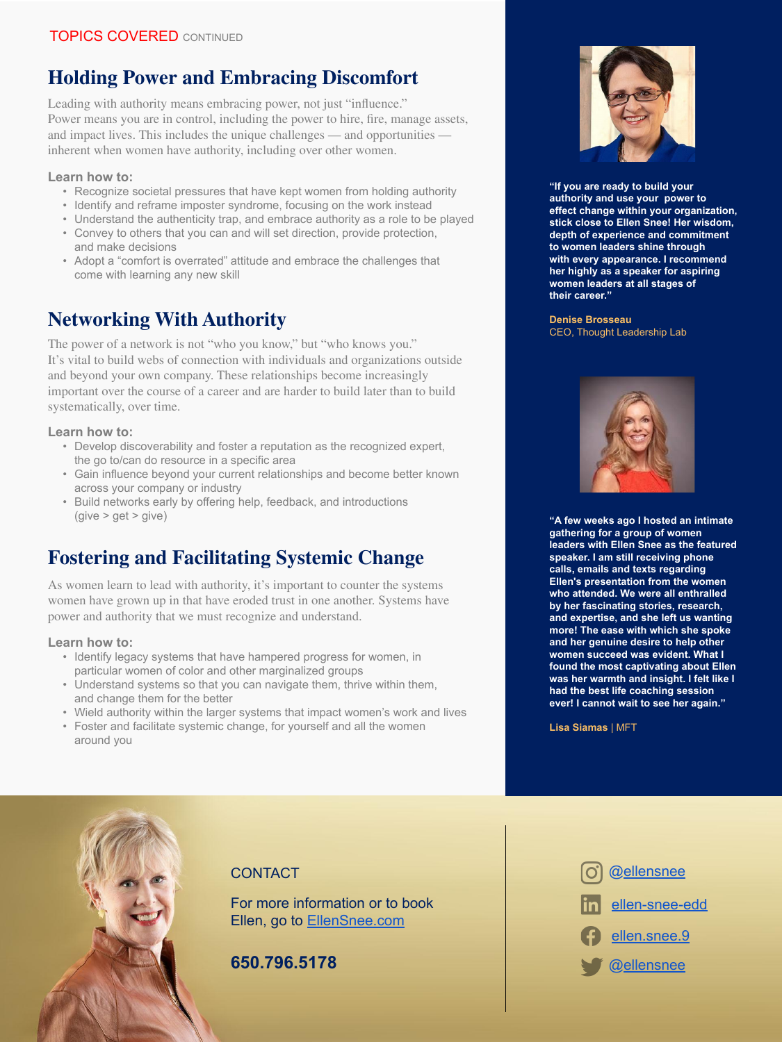TOPICS COVERED CONTINUED

## Holding Power and Embracing Discomfort

Leading with authority means embracing power, not just "influence." Power means you are in control, including the power to hire, fire, manage assets, and impact lives. This includes the unique challenges — and opportunities — inherent when women have authority, including over other women.

**Learn how to:**

- Recognize societal pressures that have kept women from holding authority
- Identify and reframe imposter syndrome, focusing on the work instead
- Understand the authenticity trap, and embrace authority as a role to be played
- Convey to others that you can and will set direction, provide protection, and make decisions
- Adopt a "comfort is overrated" attitude and embrace the challenges that come with learning any new skill

## Networking With Authority

The power of a network is not "who you know," but "who knows you." It's vital to build webs of connection with individuals and organizations outside and beyond your own company. These relationships become increasingly important over the course of a career and are harder to build later than to build systematically, over time.

**Learn how to:**

- Develop discoverability and foster a reputation as the recognized expert, the go to/can do resource in a specific area
- Gain influence beyond your current relationships and become better known across your company or industry
- Build networks early by offering help, feedback, and introductions (give > get > give)

## Fostering and Facilitating Systemic Change

As women learn to lead with authority, it's important to counter the systems women have grown up in that have eroded trust in one another. Systems have power and authority that we must recognize and understand.

**Learn how to:**

- Identify legacy systems that have hampered progress for women, in particular women of color and other marginalized groups
- Understand systems so that you can navigate them, thrive within them, and change them for the better
- Wield authority within the larger systems that impact women's work and lives
- Foster and facilitate systemic change, for yourself and all the women around you

**"If you are ready to build your authority and use your power to effect change within your organization, stick close to Ellen Snee! Her wisdom, depth of experience and commitment to women leaders shine through with every appearance. I recommend her highly as a speaker for aspiring women leaders at all stages of their career."**

**Denise Brosseau**
CEO, Thought Leadership Lab

**"A few weeks ago I hosted an intimate gathering for a group of women leaders with Ellen Snee as the featured speaker. I am still receiving phone calls, emails and texts regarding Ellen's presentation from the women who attended. We were all enthralled by her fascinating stories, research, and expertise, and she left us wanting more! The ease with which she spoke and her genuine desire to help other women succeed was evident. What I found the most captivating about Ellen was her warmth and insight. I felt like I had the best life coaching session ever! I cannot wait to see her again."**

**Lisa Siamas** | MFT

CONTACT

For more information or to book Ellen, go to [EllenSnee.com](EllenSnee.com)

**650.796.5178**

@ellensnee

ellen-snee-edd

ellen.snee.9

@ellensnee